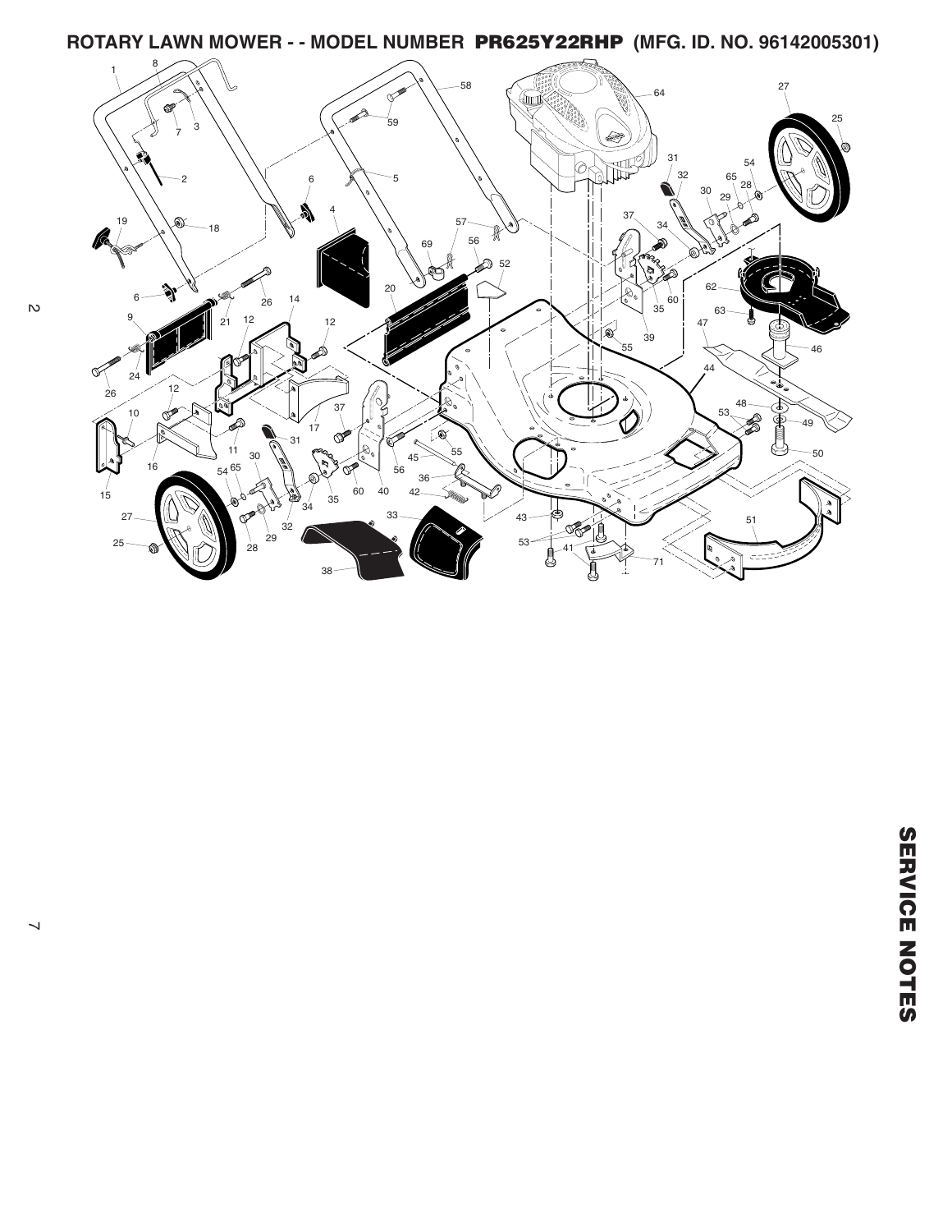# ROTARY LAWN MOWER - - MODEL NUMBER PR625Y22RHP (MFG. ID. NO. 96142005301)

**SERVICE NOTES**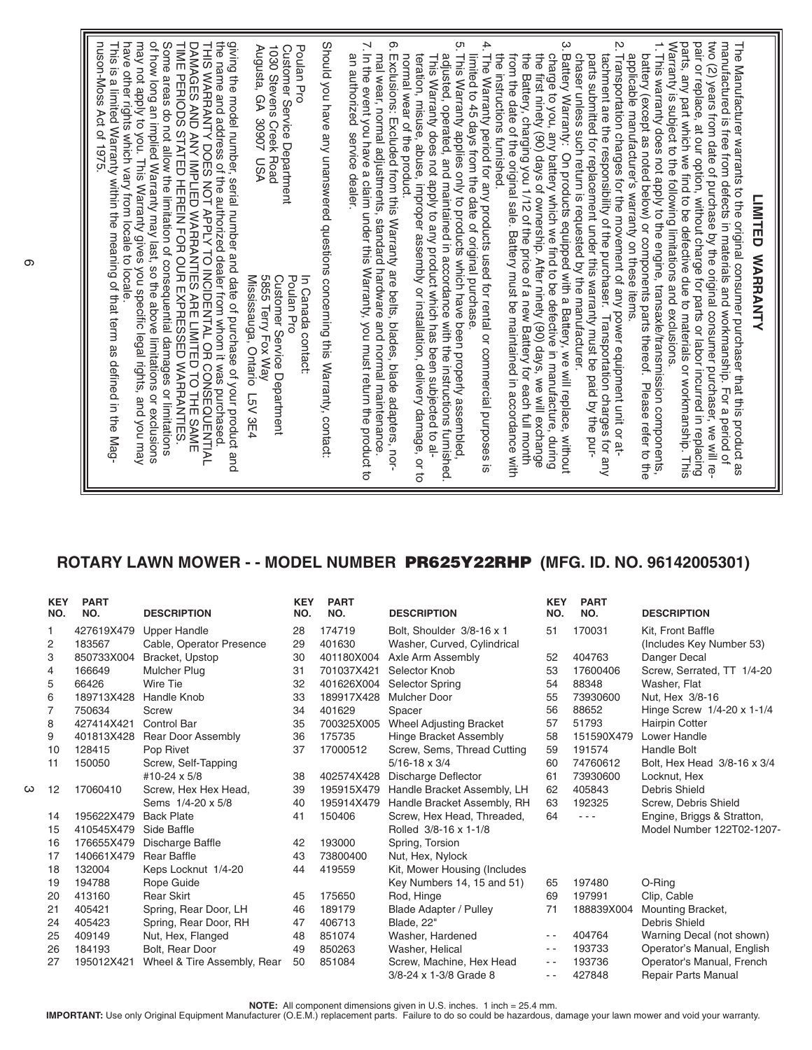## LIMITED WARRANTY

The Manufacturer warrants to the original consumer purchaser that this product as manufactured is free from defects in materials and workmanship. For a period of two (2) years from date of purchase by the original consumer purchaser, we will repair or replace, at our option, without charge for parts or labor incurred in replacing parts, any part which we find to be defective due to materials or workmanship. This Warranty is subject to the following limitations and exclusions.

1. This warranty does not apply to the engine, transaxle/transmission components, battery (except as noted below) or components parts thereof. Please refer to the applicable manufacturer's warranty on these items.
2. Transportation charges for the movement of any power equipment unit or attachment are the responsibility of the purchaser. Transportation charges for any parts submitted for replacement under this warranty must be paid by the purchaser unless such return is requested by the manufacturer.
3. Battery Warranty: On products equipped with a Battery, we will replace, without charge to you, any battery which we find to be defective in manufacture, during the first ninety (90) days of ownership. After ninety (90) days, we will exchange the Battery, charging you 1/12 of the price of a new Battery for each full month from the date of the original sale. Battery must be maintained in accordance with the instructions furnished.
4. The Warranty period for any products used for rental or commercial purposes is limited to 45 days from the date of original purchase.
5. This Warranty applies only to products which have been properly assembled, adjusted, operated, and maintained in accordance with the instructions furnished. This Warranty does not apply to any product which has been subjected to alteration, misuse, abuse, improper assembly or installation, delivery damage, or to normal wear of the product.
6. Exclusions: Excluded from this Warranty are belts, blades, blade adapters, normal wear, normal adjustments, standard hardware and normal maintenance.
7. In the event you have a claim under this Warranty, you must return the product to an authorized service dealer.

Should you have any unanswered questions concerning this Warranty, contact:

Poulan Pro
Customer Service Department
1030 Stevens Creek Road
Augusta, GA 30907 USA

In Canada contact:
Poulan Pro
Customer Service Department
5855 Terry Fox Way
Mississauga, Ontario L5V 3E4

giving the model number, serial number and date of purchase of your product and the name and address of the authorized dealer from whom it was purchased.

THIS WARRANTY DOES NOT APPLY TO INCIDENTAL OR CONSEQUENTIAL DAMAGES AND ANY IMPLIED WARRANTIES ARE LIMITED TO THE SAME TIME PERIODS STATED HEREIN FOR OUR EXPRESSED WARRANTIES.

Some areas do not allow the limitation of consequential damages or limitations of how long an implied Warranty may last, so the above limitations or exclusions may not apply to you. This Warranty gives you specific legal rights, and you may have other rights which vary from locale to locale.

This is a Limited Warranty within the meaning of that term as defined in the Magnuson-Moss Act of 1975.

## ROTARY LAWN MOWER - - MODEL NUMBER PR625Y22RHP (MFG. ID. NO. 96142005301)

| KEY NO. | PART NO. | DESCRIPTION |
|---|---|---|
| 1 | 427619X479 | Upper Handle |
| 2 | 183567 | Cable, Operator Presence |
| 3 | 850733X004 | Bracket, Upstop |
| 4 | 166649 | Mulcher Plug |
| 5 | 66426 | Wire Tie |
| 6 | 189713X428 | Handle Knob |
| 7 | 750634 | Screw |
| 8 | 427414X421 | Control Bar |
| 9 | 401813X428 | Rear Door Assembly |
| 10 | 128415 | Pop Rivet |
| 11 | 150050 | Screw, Self-Tapping #10-24 x 5/8 |
| 12 | 17060410 | Screw, Hex Hex Head, Sems 1/4-20 x 5/8 |
| 14 | 195622X479 | Back Plate |
| 15 | 410545X479 | Side Baffle |
| 16 | 176655X479 | Discharge Baffle |
| 17 | 140661X479 | Rear Baffle |
| 18 | 132004 | Keps Locknut 1/4-20 |
| 19 | 194788 | Rope Guide |
| 20 | 413160 | Rear Skirt |
| 21 | 405421 | Spring, Rear Door, LH |
| 24 | 405423 | Spring, Rear Door, RH |
| 25 | 409149 | Nut, Hex, Flanged |
| 26 | 184193 | Bolt, Rear Door |
| 27 | 195012X421 | Wheel & Tire Assembly, Rear |
| 28 | 174719 | Bolt, Shoulder 3/8-16 x 1 |
| 29 | 401630 | Washer, Curved, Cylindrical |
| 30 | 401180X004 | Axle Arm Assembly |
| 31 | 701037X421 | Selector Knob |
| 32 | 401626X004 | Selector Spring |
| 33 | 189917X428 | Mulcher Door |
| 34 | 401629 | Spacer |
| 35 | 700325X005 | Wheel Adjusting Bracket |
| 36 | 175735 | Hinge Bracket Assembly |
| 37 | 17000512 | Screw, Sems, Thread Cutting 5/16-18 x 3/4 |
| 38 | 402574X428 | Discharge Deflector |
| 39 | 195915X479 | Handle Bracket Assembly, LH |
| 40 | 195914X479 | Handle Bracket Assembly, RH |
| 41 | 150406 | Screw, Hex Head, Threaded, Rolled 3/8-16 x 1-1/8 |
| 42 | 193000 | Spring, Torsion |
| 43 | 73800400 | Nut, Hex, Nylock |
| 44 | 419559 | Kit, Mower Housing (Includes Key Numbers 14, 15 and 51) |
| 45 | 175650 | Rod, Hinge |
| 46 | 189179 | Blade Adapter / Pulley |
| 47 | 406713 | Blade, 22" |
| 48 | 851074 | Washer, Hardened |
| 49 | 850263 | Washer, Helical |
| 50 | 851084 | Screw, Machine, Hex Head 3/8-24 x 1-3/8 Grade 8 |
| 51 | 170031 | Kit, Front Baffle (Includes Key Number 53) |
| 52 | 404763 | Danger Decal |
| 53 | 17600406 | Screw, Serrated, TT 1/4-20 |
| 54 | 88348 | Washer, Flat |
| 55 | 73930600 | Nut, Hex 3/8-16 |
| 56 | 88652 | Hinge Screw 1/4-20 x 1-1/4 |
| 57 | 51793 | Hairpin Cotter |
| 58 | 151590X479 | Lower Handle |
| 59 | 191574 | Handle Bolt |
| 60 | 74760612 | Bolt, Hex Head 3/8-16 x 3/4 |
| 61 | 73930600 | Locknut, Hex |
| 62 | 405843 | Debris Shield |
| 63 | 192325 | Screw, Debris Shield |
| 64 | - - - | Engine, Briggs & Stratton, Model Number 122T02-1207- |
| 65 | 197480 | O-Ring |
| 69 | 197991 | Clip, Cable |
| 71 | 188839X004 | Mounting Bracket, Debris Shield |
| - - | 404764 | Warning Decal (not shown) |
| - - | 193733 | Operator's Manual, English |
| - - | 193736 | Operator's Manual, French |
| - - | 427848 | Repair Parts Manual |

**NOTE:** All component dimensions given in U.S. inches. 1 inch = 25.4 mm.

**IMPORTANT:** Use only Original Equipment Manufacturer (O.E.M.) replacement parts. Failure to do so could be hazardous, damage your lawn mower and void your warranty.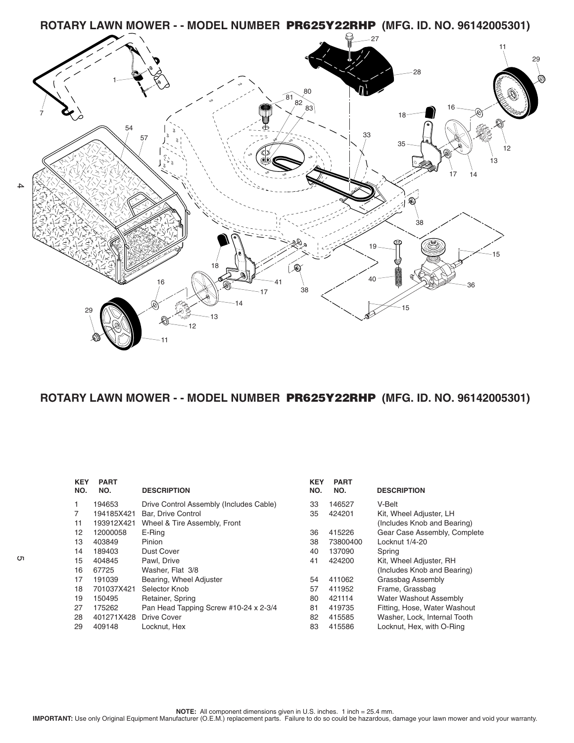## ROTARY LAWN MOWER - - MODEL NUMBER PR625Y22RHP (MFG. ID. NO. 96142005301)

## ROTARY LAWN MOWER - - MODEL NUMBER PR625Y22RHP (MFG. ID. NO. 96142005301)

| KEY NO. | PART NO. | DESCRIPTION |
|---|---|---|
| 1 | 194653 | Drive Control Assembly (Includes Cable) |
| 7 | 194185X421 | Bar, Drive Control |
| 11 | 193912X421 | Wheel & Tire Assembly, Front |
| 12 | 12000058 | E-Ring |
| 13 | 403849 | Pinion |
| 14 | 189403 | Dust Cover |
| 15 | 404845 | Pawl, Drive |
| 16 | 67725 | Washer, Flat 3/8 |
| 17 | 191039 | Bearing, Wheel Adjuster |
| 18 | 701037X421 | Selector Knob |
| 19 | 150495 | Retainer, Spring |
| 27 | 175262 | Pan Head Tapping Screw #10-24 x 2-3/4 |
| 28 | 401271X428 | Drive Cover |
| 29 | 409148 | Locknut, Hex |
| 33 | 146527 | V-Belt |
| 35 | 424201 | Kit, Wheel Adjuster, LH (Includes Knob and Bearing) |
| 36 | 415226 | Gear Case Assembly, Complete |
| 38 | 73800400 | Locknut 1/4-20 |
| 40 | 137090 | Spring |
| 41 | 424200 | Kit, Wheel Adjuster, RH (Includes Knob and Bearing) |
| 54 | 411062 | Grassbag Assembly |
| 57 | 411952 | Frame, Grassbag |
| 80 | 421114 | Water Washout Assembly |
| 81 | 419735 | Fitting, Hose, Water Washout |
| 82 | 415585 | Washer, Lock, Internal Tooth |
| 83 | 415586 | Locknut, Hex, with O-Ring |

**NOTE:** All component dimensions given in U.S. inches. 1 inch = 25.4 mm.

**IMPORTANT:** Use only Original Equipment Manufacturer (O.E.M.) replacement parts. Failure to do so could be hazardous, damage your lawn mower and void your warranty.